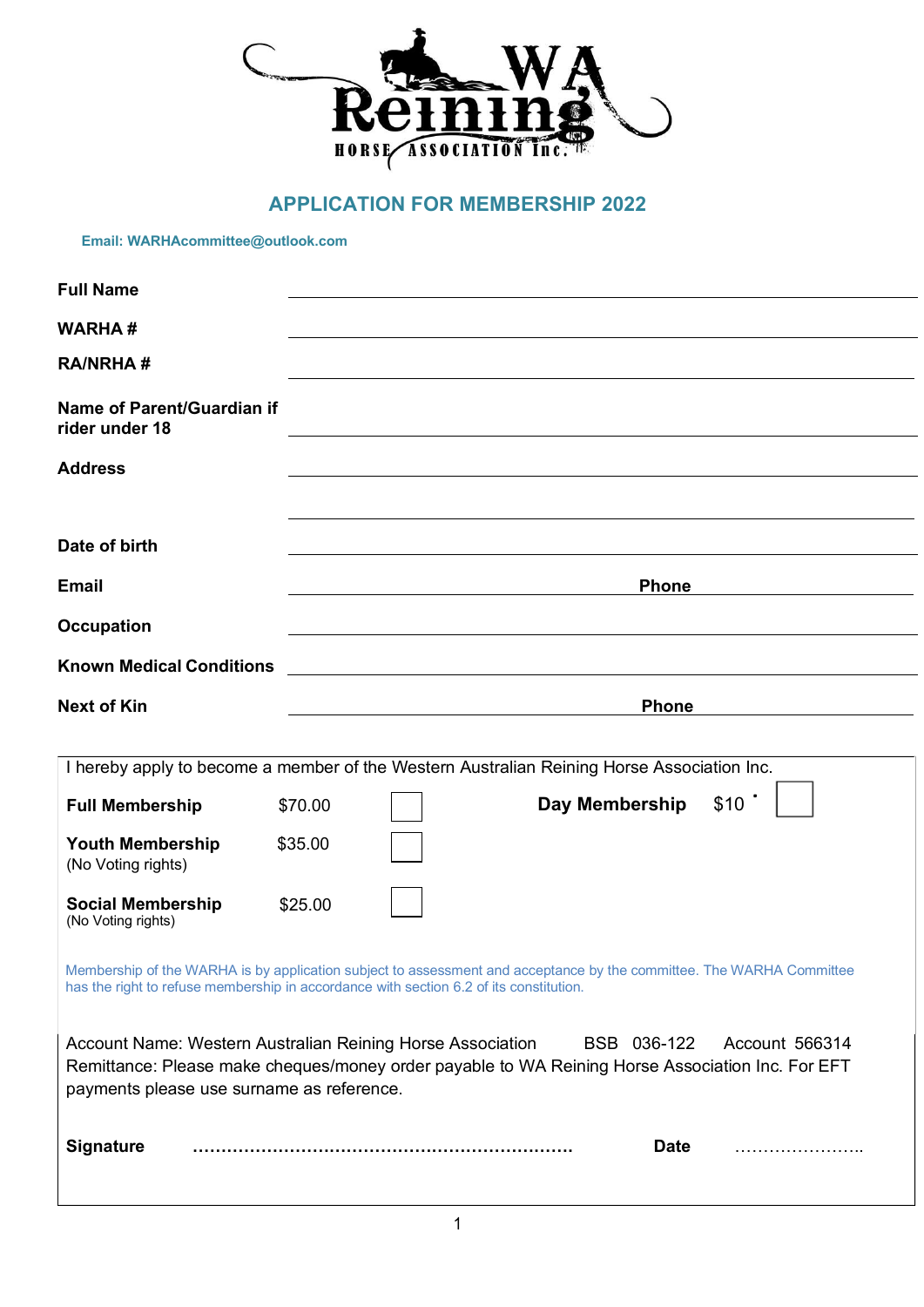WA Reining HORSE ASSOCIATION Inc.

## APPLICATION FOR MEMBERSHIP 2022

**Email: WARHAcommittee@outlook.com**

**Full Name** ______________________________

**WARHA #** ______________________________

**RA/NRHA #** ______________________________

**Name of Parent/Guardian if rider under 18** ______________________________

**Address** ______________________________

______________________________

**Date of birth** ______________________________

**Email** ______________________________ **Phone** ______________________________

**Occupation** ______________________________

**Known Medical Conditions** ______________________________

**Next of Kin** ______________________________ **Phone** ______________________________

---

I hereby apply to become a member of the Western Australian Reining Horse Association Inc.

| | | | | | |
|---|---|---|---|---|---|
| **Full Membership** | $70.00 | ☐ | **Day Membership** | $10 | ☐ |
| **Youth Membership** (No Voting rights) | $35.00 | ☐ | | | |
| **Social Membership** (No Voting rights) | $25.00 | ☐ | | | |

Membership of the WARHA is by application subject to assessment and acceptance by the committee. The WARHA Committee has the right to refuse membership in accordance with section 6.2 of its constitution.

Account Name: Western Australian Reining Horse Association BSB 036-122 Account 566314
Remittance: Please make cheques/money order payable to WA Reining Horse Association Inc. For EFT payments please use surname as reference.

**Signature** ………………………………………………………… **Date** …………………..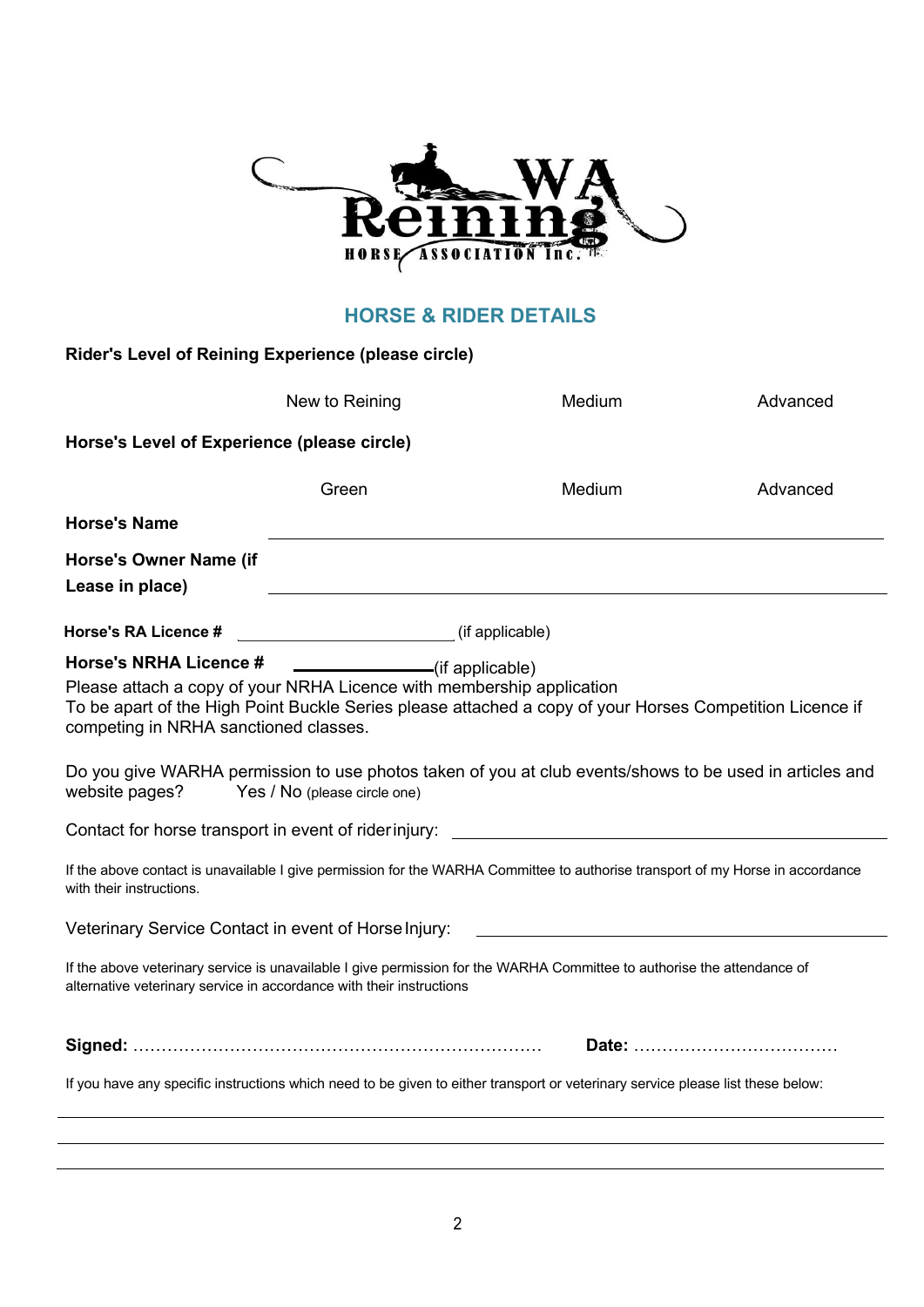## HORSE & RIDER DETAILS

**Rider's Level of Reining Experience (please circle)**

New to Reining          Medium          Advanced

**Horse's Level of Experience (please circle)**

Green          Medium          Advanced

**Horse's Name** \_\_\_\_\_\_\_\_\_\_\_\_\_\_\_\_\_\_\_\_\_\_\_\_\_\_\_\_\_\_\_\_\_\_\_\_\_\_\_\_

**Horse's Owner Name (if Lease in place)** \_\_\_\_\_\_\_\_\_\_\_\_\_\_\_\_\_\_\_\_\_\_\_\_\_\_\_\_\_\_\_\_\_\_\_\_\_\_\_\_

**Horse's RA Licence #** \_\_\_\_\_\_\_\_\_\_\_\_\_\_\_\_\_\_\_\_ (if applicable)

**Horse's NRHA Licence #** \_\_\_\_\_\_\_\_\_\_\_\_\_\_\_\_(if applicable)

Please attach a copy of your NRHA Licence with membership application

To be apart of the High Point Buckle Series please attached a copy of your Horses Competition Licence if competing in NRHA sanctioned classes.

Do you give WARHA permission to use photos taken of you at club events/shows to be used in articles and website pages?     Yes / No (please circle one)

Contact for horse transport in event of rider injury: \_\_\_\_\_\_\_\_\_\_\_\_\_\_\_\_\_\_\_\_\_\_\_\_\_\_\_\_\_\_\_\_\_\_\_\_\_\_\_\_

If the above contact is unavailable I give permission for the WARHA Committee to authorise transport of my Horse in accordance with their instructions.

Veterinary Service Contact in event of Horse Injury: \_\_\_\_\_\_\_\_\_\_\_\_\_\_\_\_\_\_\_\_\_\_\_\_\_\_\_\_\_\_\_\_\_\_\_\_\_\_\_\_

If the above veterinary service is unavailable I give permission for the WARHA Committee to authorise the attendance of alternative veterinary service in accordance with their instructions

**Signed:** ……………………………………………………………………     **Date:** ………………………………

If you have any specific instructions which need to be given to either transport or veterinary service please list these below:

\_\_\_\_\_\_\_\_\_\_\_\_\_\_\_\_\_\_\_\_\_\_\_\_\_\_\_\_\_\_\_\_\_\_\_\_\_\_\_\_\_\_\_\_\_\_\_\_\_\_\_\_\_\_\_\_\_\_\_\_\_\_\_\_\_\_\_\_\_\_\_\_\_\_\_\_

\_\_\_\_\_\_\_\_\_\_\_\_\_\_\_\_\_\_\_\_\_\_\_\_\_\_\_\_\_\_\_\_\_\_\_\_\_\_\_\_\_\_\_\_\_\_\_\_\_\_\_\_\_\_\_\_\_\_\_\_\_\_\_\_\_\_\_\_\_\_\_\_\_\_\_\_

\_\_\_\_\_\_\_\_\_\_\_\_\_\_\_\_\_\_\_\_\_\_\_\_\_\_\_\_\_\_\_\_\_\_\_\_\_\_\_\_\_\_\_\_\_\_\_\_\_\_\_\_\_\_\_\_\_\_\_\_\_\_\_\_\_\_\_\_\_\_\_\_\_\_\_\_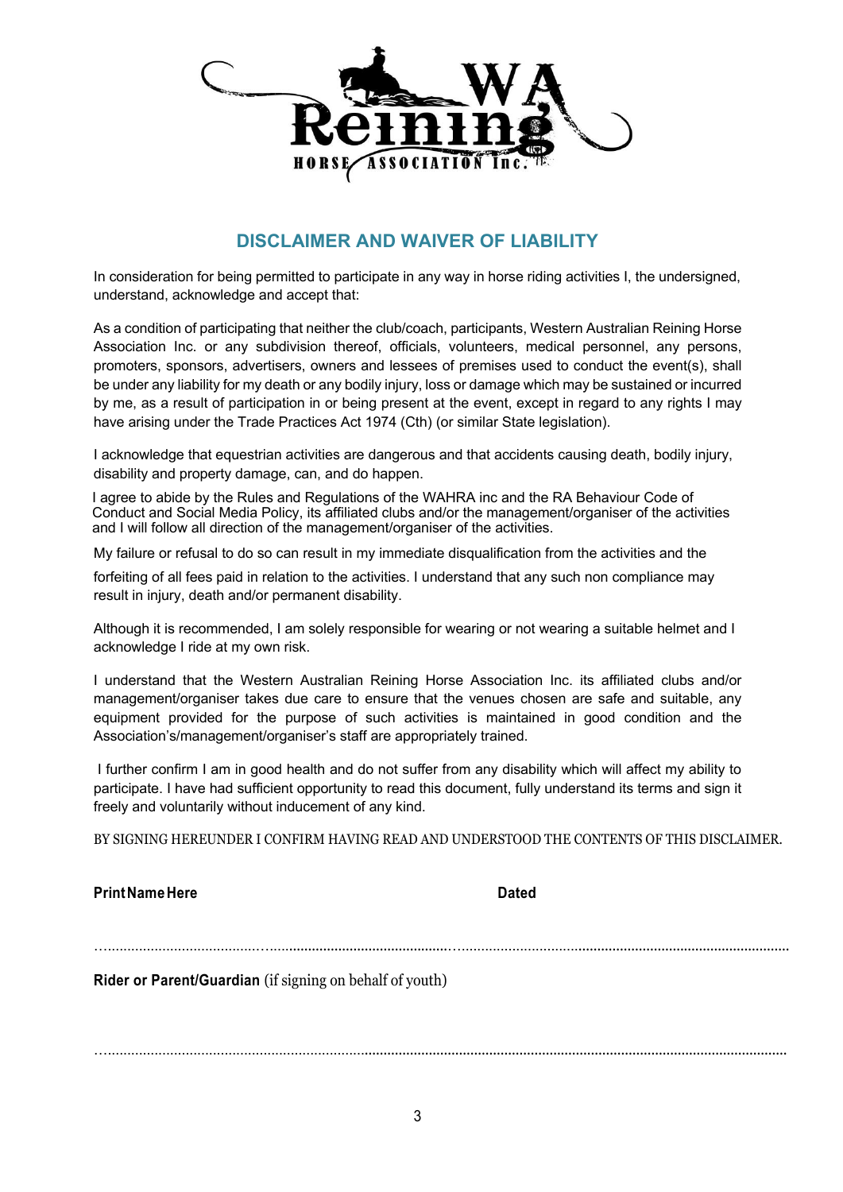# DISCLAIMER AND WAIVER OF LIABILITY

In consideration for being permitted to participate in any way in horse riding activities I, the undersigned, understand, acknowledge and accept that:

As a condition of participating that neither the club/coach, participants, Western Australian Reining Horse Association Inc. or any subdivision thereof, officials, volunteers, medical personnel, any persons, promoters, sponsors, advertisers, owners and lessees of premises used to conduct the event(s), shall be under any liability for my death or any bodily injury, loss or damage which may be sustained or incurred by me, as a result of participation in or being present at the event, except in regard to any rights I may have arising under the Trade Practices Act 1974 (Cth) (or similar State legislation).

I acknowledge that equestrian activities are dangerous and that accidents causing death, bodily injury, disability and property damage, can, and do happen.

I agree to abide by the Rules and Regulations of the WAHRA inc and the RA Behaviour Code of Conduct and Social Media Policy, its affiliated clubs and/or the management/organiser of the activities and I will follow all direction of the management/organiser of the activities.

My failure or refusal to do so can result in my immediate disqualification from the activities and the forfeiting of all fees paid in relation to the activities. I understand that any such non compliance may result in injury, death and/or permanent disability.

Although it is recommended, I am solely responsible for wearing or not wearing a suitable helmet and I acknowledge I ride at my own risk.

I understand that the Western Australian Reining Horse Association Inc. its affiliated clubs and/or management/organiser takes due care to ensure that the venues chosen are safe and suitable, any equipment provided for the purpose of such activities is maintained in good condition and the Association's/management/organiser's staff are appropriately trained.

I further confirm I am in good health and do not suffer from any disability which will affect my ability to participate. I have had sufficient opportunity to read this document, fully understand its terms and sign it freely and voluntarily without inducement of any kind.

BY SIGNING HEREUNDER I CONFIRM HAVING READ AND UNDERSTOOD THE CONTENTS OF THIS DISCLAIMER.

**Print Name Here** **Dated**

……………………………………………………………………………………………………………………

**Rider or Parent/Guardian** (if signing on behalf of youth)

……………………………………………………………………………………………………………………